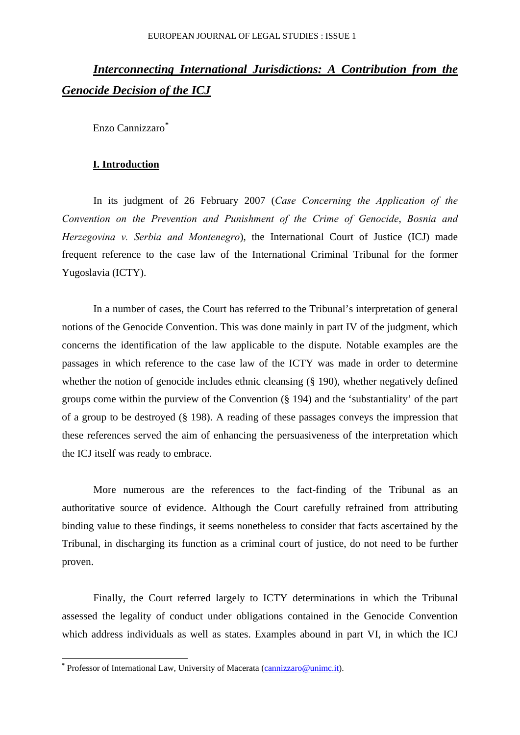# *Interconnecting International Jurisdictions: A Contribution from the Genocide Decision of the ICJ*

Enzo Cannizzaro*

## I. Introduction

In its judgment of 26 February 2007 (*Case Concerning the Application of the Convention on the Prevention and Punishment of the Crime of Genocide*, *Bosnia and Herzegovina v. Serbia and Montenegro*), the International Court of Justice (ICJ) made frequent reference to the case law of the International Criminal Tribunal for the former Yugoslavia (ICTY).

In a number of cases, the Court has referred to the Tribunal's interpretation of general notions of the Genocide Convention. This was done mainly in part IV of the judgment, which concerns the identification of the law applicable to the dispute. Notable examples are the passages in which reference to the case law of the ICTY was made in order to determine whether the notion of genocide includes ethnic cleansing (§ 190), whether negatively defined groups come within the purview of the Convention (§ 194) and the 'substantiality' of the part of a group to be destroyed (§ 198). A reading of these passages conveys the impression that these references served the aim of enhancing the persuasiveness of the interpretation which the ICJ itself was ready to embrace.

More numerous are the references to the fact-finding of the Tribunal as an authoritative source of evidence. Although the Court carefully refrained from attributing binding value to these findings, it seems nonetheless to consider that facts ascertained by the Tribunal, in discharging its function as a criminal court of justice, do not need to be further proven.

Finally, the Court referred largely to ICTY determinations in which the Tribunal assessed the legality of conduct under obligations contained in the Genocide Convention which address individuals as well as states. Examples abound in part VI, in which the ICJ

---

* Professor of International Law, University of Macerata (cannizzaro@unimc.it).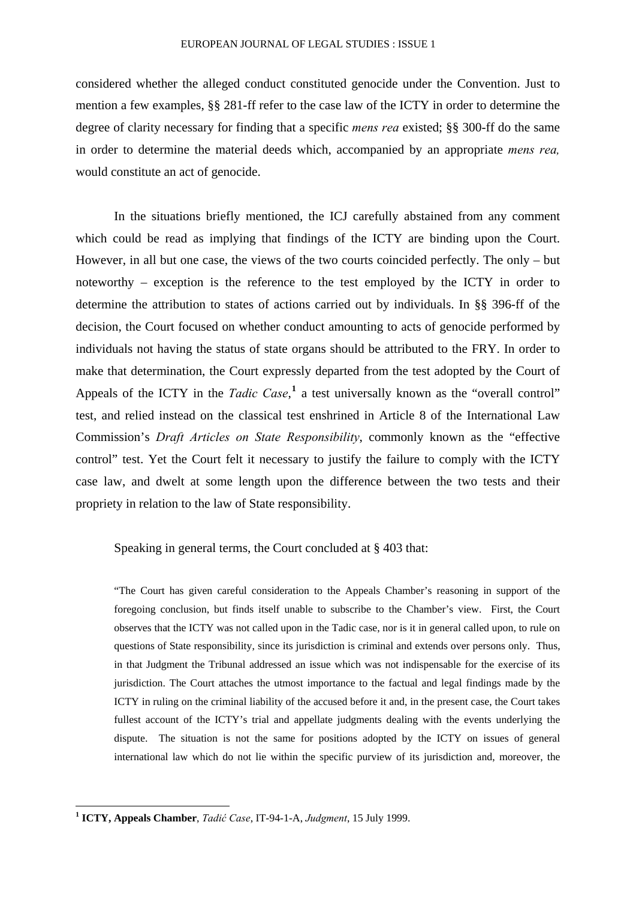considered whether the alleged conduct constituted genocide under the Convention. Just to mention a few examples, §§ 281-ff refer to the case law of the ICTY in order to determine the degree of clarity necessary for finding that a specific *mens rea* existed; §§ 300-ff do the same in order to determine the material deeds which, accompanied by an appropriate *mens rea,* would constitute an act of genocide.

In the situations briefly mentioned, the ICJ carefully abstained from any comment which could be read as implying that findings of the ICTY are binding upon the Court. However, in all but one case, the views of the two courts coincided perfectly. The only – but noteworthy – exception is the reference to the test employed by the ICTY in order to determine the attribution to states of actions carried out by individuals. In §§ 396-ff of the decision, the Court focused on whether conduct amounting to acts of genocide performed by individuals not having the status of state organs should be attributed to the FRY. In order to make that determination, the Court expressly departed from the test adopted by the Court of Appeals of the ICTY in the *Tadic Case*,[1] a test universally known as the "overall control" test, and relied instead on the classical test enshrined in Article 8 of the International Law Commission's *Draft Articles on State Responsibility*, commonly known as the "effective control" test. Yet the Court felt it necessary to justify the failure to comply with the ICTY case law, and dwelt at some length upon the difference between the two tests and their propriety in relation to the law of State responsibility.

Speaking in general terms, the Court concluded at § 403 that:

> "The Court has given careful consideration to the Appeals Chamber's reasoning in support of the foregoing conclusion, but finds itself unable to subscribe to the Chamber's view. First, the Court observes that the ICTY was not called upon in the Tadic case, nor is it in general called upon, to rule on questions of State responsibility, since its jurisdiction is criminal and extends over persons only. Thus, in that Judgment the Tribunal addressed an issue which was not indispensable for the exercise of its jurisdiction. The Court attaches the utmost importance to the factual and legal findings made by the ICTY in ruling on the criminal liability of the accused before it and, in the present case, the Court takes fullest account of the ICTY's trial and appellate judgments dealing with the events underlying the dispute. The situation is not the same for positions adopted by the ICTY on issues of general international law which do not lie within the specific purview of its jurisdiction and, moreover, the

[1] **ICTY, Appeals Chamber**, *Tadić Case*, IT-94-1-A, *Judgment*, 15 July 1999.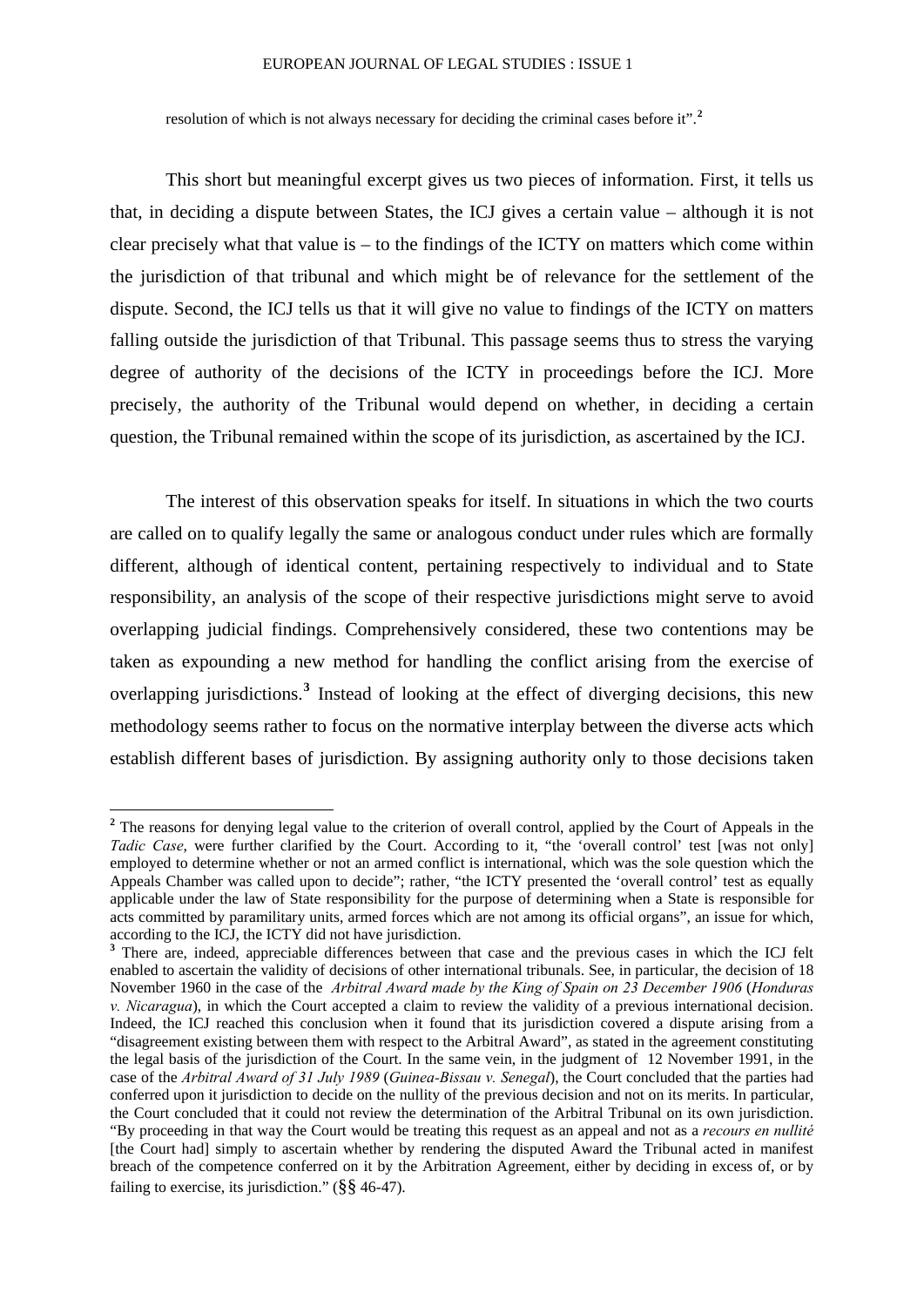resolution of which is not always necessary for deciding the criminal cases before it".[2]

This short but meaningful excerpt gives us two pieces of information. First, it tells us that, in deciding a dispute between States, the ICJ gives a certain value – although it is not clear precisely what that value is – to the findings of the ICTY on matters which come within the jurisdiction of that tribunal and which might be of relevance for the settlement of the dispute. Second, the ICJ tells us that it will give no value to findings of the ICTY on matters falling outside the jurisdiction of that Tribunal. This passage seems thus to stress the varying degree of authority of the decisions of the ICTY in proceedings before the ICJ. More precisely, the authority of the Tribunal would depend on whether, in deciding a certain question, the Tribunal remained within the scope of its jurisdiction, as ascertained by the ICJ.

The interest of this observation speaks for itself. In situations in which the two courts are called on to qualify legally the same or analogous conduct under rules which are formally different, although of identical content, pertaining respectively to individual and to State responsibility, an analysis of the scope of their respective jurisdictions might serve to avoid overlapping judicial findings. Comprehensively considered, these two contentions may be taken as expounding a new method for handling the conflict arising from the exercise of overlapping jurisdictions.[3] Instead of looking at the effect of diverging decisions, this new methodology seems rather to focus on the normative interplay between the diverse acts which establish different bases of jurisdiction. By assigning authority only to those decisions taken

---

[2] The reasons for denying legal value to the criterion of overall control, applied by the Court of Appeals in the *Tadic Case*, were further clarified by the Court. According to it, "the 'overall control' test [was not only] employed to determine whether or not an armed conflict is international, which was the sole question which the Appeals Chamber was called upon to decide"; rather, "the ICTY presented the 'overall control' test as equally applicable under the law of State responsibility for the purpose of determining when a State is responsible for acts committed by paramilitary units, armed forces which are not among its official organs", an issue for which, according to the ICJ, the ICTY did not have jurisdiction.

[3] There are, indeed, appreciable differences between that case and the previous cases in which the ICJ felt enabled to ascertain the validity of decisions of other international tribunals. See, in particular, the decision of 18 November 1960 in the case of the *Arbitral Award made by the King of Spain on 23 December 1906* (*Honduras v. Nicaragua*), in which the Court accepted a claim to review the validity of a previous international decision. Indeed, the ICJ reached this conclusion when it found that its jurisdiction covered a dispute arising from a "disagreement existing between them with respect to the Arbitral Award", as stated in the agreement constituting the legal basis of the jurisdiction of the Court. In the same vein, in the judgment of 12 November 1991, in the case of the *Arbitral Award of 31 July 1989* (*Guinea-Bissau v. Senegal*), the Court concluded that the parties had conferred upon it jurisdiction to decide on the nullity of the previous decision and not on its merits. In particular, the Court concluded that it could not review the determination of the Arbitral Tribunal on its own jurisdiction. "By proceeding in that way the Court would be treating this request as an appeal and not as a *recours en nullité* [the Court had] simply to ascertain whether by rendering the disputed Award the Tribunal acted in manifest breach of the competence conferred on it by the Arbitration Agreement, either by deciding in excess of, or by failing to exercise, its jurisdiction." (§§ 46-47).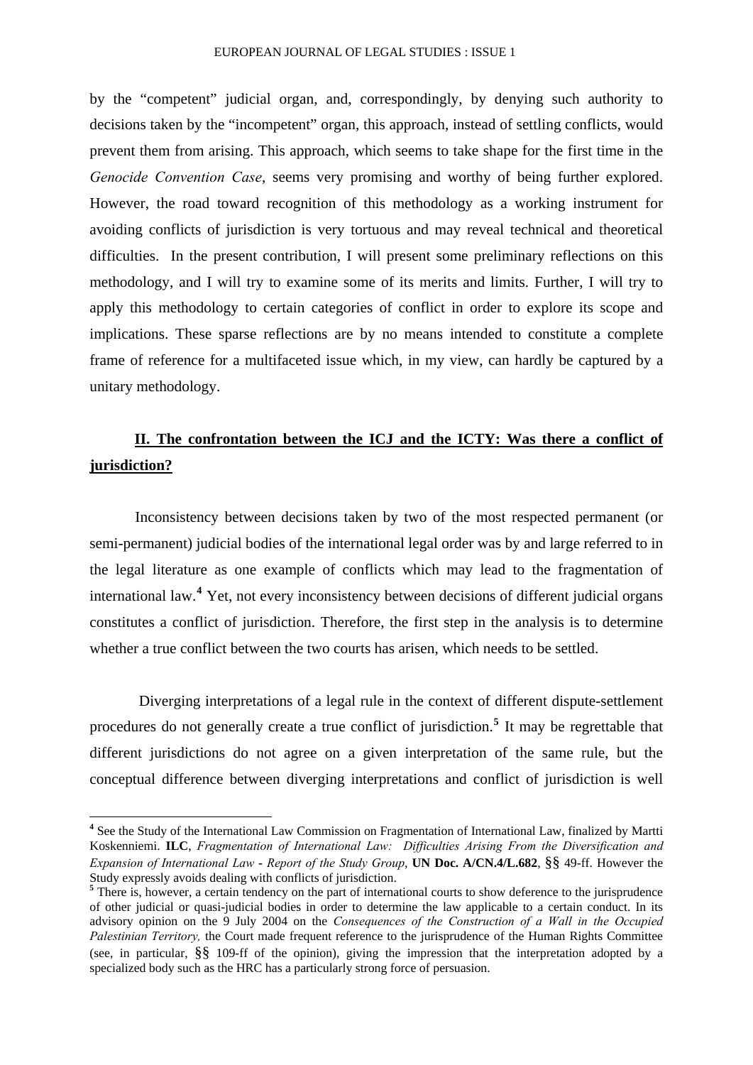by the "competent" judicial organ, and, correspondingly, by denying such authority to decisions taken by the "incompetent" organ, this approach, instead of settling conflicts, would prevent them from arising. This approach, which seems to take shape for the first time in the *Genocide Convention Case*, seems very promising and worthy of being further explored. However, the road toward recognition of this methodology as a working instrument for avoiding conflicts of jurisdiction is very tortuous and may reveal technical and theoretical difficulties. In the present contribution, I will present some preliminary reflections on this methodology, and I will try to examine some of its merits and limits. Further, I will try to apply this methodology to certain categories of conflict in order to explore its scope and implications. These sparse reflections are by no means intended to constitute a complete frame of reference for a multifaceted issue which, in my view, can hardly be captured by a unitary methodology.

## II. The confrontation between the ICJ and the ICTY: Was there a conflict of jurisdiction?

Inconsistency between decisions taken by two of the most respected permanent (or semi-permanent) judicial bodies of the international legal order was by and large referred to in the legal literature as one example of conflicts which may lead to the fragmentation of international law.[4] Yet, not every inconsistency between decisions of different judicial organs constitutes a conflict of jurisdiction. Therefore, the first step in the analysis is to determine whether a true conflict between the two courts has arisen, which needs to be settled.

Diverging interpretations of a legal rule in the context of different dispute-settlement procedures do not generally create a true conflict of jurisdiction.[5] It may be regrettable that different jurisdictions do not agree on a given interpretation of the same rule, but the conceptual difference between diverging interpretations and conflict of jurisdiction is well

---

[4] See the Study of the International Law Commission on Fragmentation of International Law, finalized by Martti Koskenniemi. **ILC**, *Fragmentation of International Law: Difficulties Arising From the Diversification and Expansion of International Law - Report of the Study Group*, **UN Doc. A/CN.4/L.682**, §§ 49-ff. However the Study expressly avoids dealing with conflicts of jurisdiction.

[5] There is, however, a certain tendency on the part of international courts to show deference to the jurisprudence of other judicial or quasi-judicial bodies in order to determine the law applicable to a certain conduct. In its advisory opinion on the 9 July 2004 on the *Consequences of the Construction of a Wall in the Occupied Palestinian Territory,* the Court made frequent reference to the jurisprudence of the Human Rights Committee (see, in particular, §§ 109-ff of the opinion), giving the impression that the interpretation adopted by a specialized body such as the HRC has a particularly strong force of persuasion.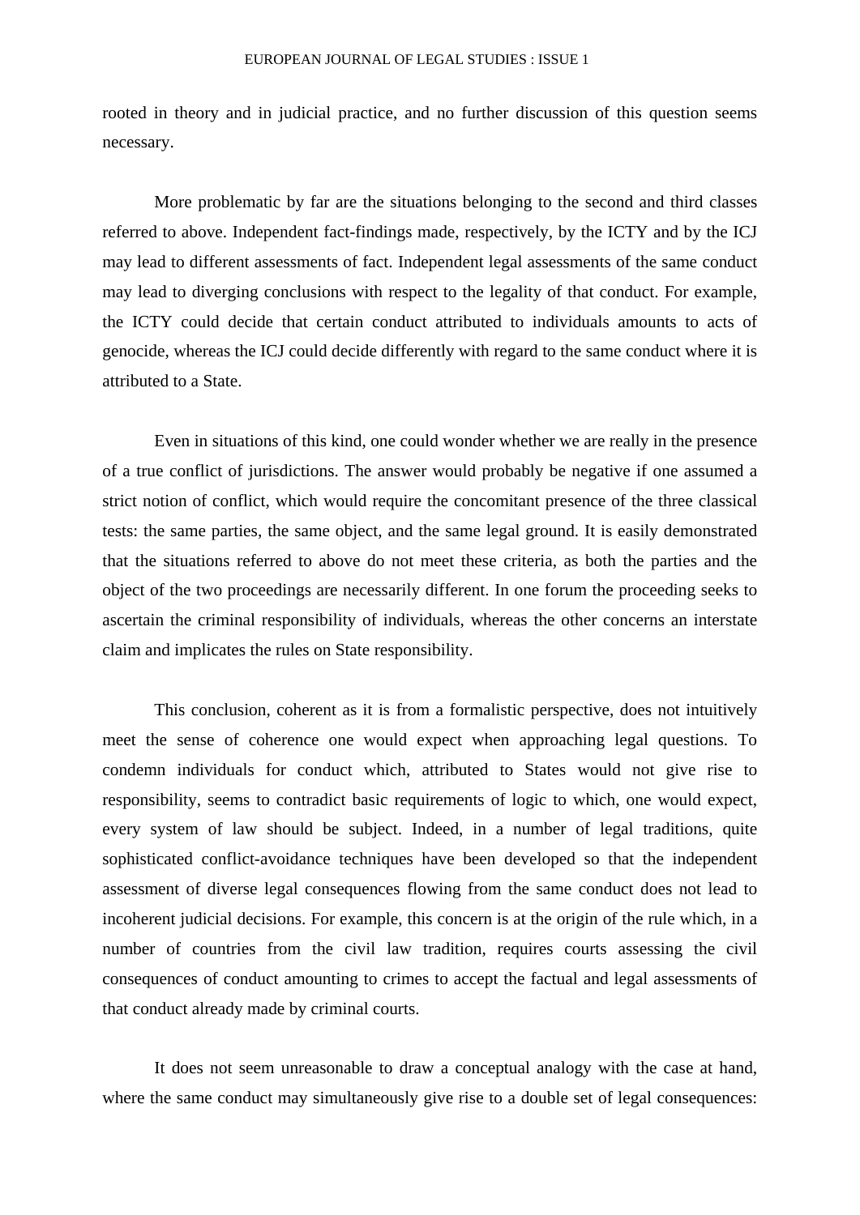rooted in theory and in judicial practice, and no further discussion of this question seems necessary.

More problematic by far are the situations belonging to the second and third classes referred to above. Independent fact-findings made, respectively, by the ICTY and by the ICJ may lead to different assessments of fact. Independent legal assessments of the same conduct may lead to diverging conclusions with respect to the legality of that conduct. For example, the ICTY could decide that certain conduct attributed to individuals amounts to acts of genocide, whereas the ICJ could decide differently with regard to the same conduct where it is attributed to a State.

Even in situations of this kind, one could wonder whether we are really in the presence of a true conflict of jurisdictions. The answer would probably be negative if one assumed a strict notion of conflict, which would require the concomitant presence of the three classical tests: the same parties, the same object, and the same legal ground. It is easily demonstrated that the situations referred to above do not meet these criteria, as both the parties and the object of the two proceedings are necessarily different. In one forum the proceeding seeks to ascertain the criminal responsibility of individuals, whereas the other concerns an interstate claim and implicates the rules on State responsibility.

This conclusion, coherent as it is from a formalistic perspective, does not intuitively meet the sense of coherence one would expect when approaching legal questions. To condemn individuals for conduct which, attributed to States would not give rise to responsibility, seems to contradict basic requirements of logic to which, one would expect, every system of law should be subject. Indeed, in a number of legal traditions, quite sophisticated conflict-avoidance techniques have been developed so that the independent assessment of diverse legal consequences flowing from the same conduct does not lead to incoherent judicial decisions. For example, this concern is at the origin of the rule which, in a number of countries from the civil law tradition, requires courts assessing the civil consequences of conduct amounting to crimes to accept the factual and legal assessments of that conduct already made by criminal courts.

It does not seem unreasonable to draw a conceptual analogy with the case at hand, where the same conduct may simultaneously give rise to a double set of legal consequences: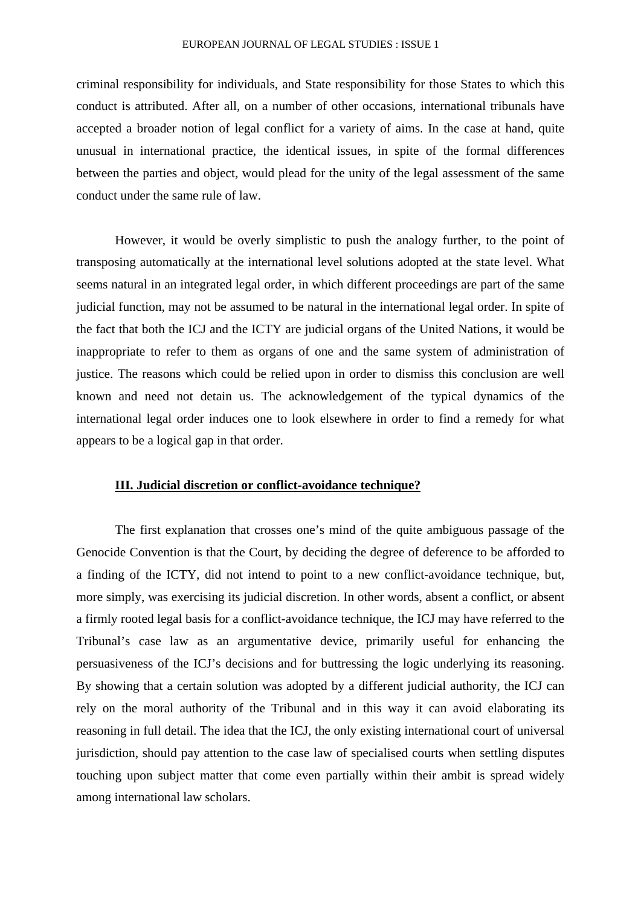criminal responsibility for individuals, and State responsibility for those States to which this conduct is attributed. After all, on a number of other occasions, international tribunals have accepted a broader notion of legal conflict for a variety of aims. In the case at hand, quite unusual in international practice, the identical issues, in spite of the formal differences between the parties and object, would plead for the unity of the legal assessment of the same conduct under the same rule of law.

However, it would be overly simplistic to push the analogy further, to the point of transposing automatically at the international level solutions adopted at the state level. What seems natural in an integrated legal order, in which different proceedings are part of the same judicial function, may not be assumed to be natural in the international legal order. In spite of the fact that both the ICJ and the ICTY are judicial organs of the United Nations, it would be inappropriate to refer to them as organs of one and the same system of administration of justice. The reasons which could be relied upon in order to dismiss this conclusion are well known and need not detain us. The acknowledgement of the typical dynamics of the international legal order induces one to look elsewhere in order to find a remedy for what appears to be a logical gap in that order.

## III. Judicial discretion or conflict-avoidance technique?

The first explanation that crosses one's mind of the quite ambiguous passage of the Genocide Convention is that the Court, by deciding the degree of deference to be afforded to a finding of the ICTY, did not intend to point to a new conflict-avoidance technique, but, more simply, was exercising its judicial discretion. In other words, absent a conflict, or absent a firmly rooted legal basis for a conflict-avoidance technique, the ICJ may have referred to the Tribunal's case law as an argumentative device, primarily useful for enhancing the persuasiveness of the ICJ's decisions and for buttressing the logic underlying its reasoning. By showing that a certain solution was adopted by a different judicial authority, the ICJ can rely on the moral authority of the Tribunal and in this way it can avoid elaborating its reasoning in full detail. The idea that the ICJ, the only existing international court of universal jurisdiction, should pay attention to the case law of specialised courts when settling disputes touching upon subject matter that come even partially within their ambit is spread widely among international law scholars.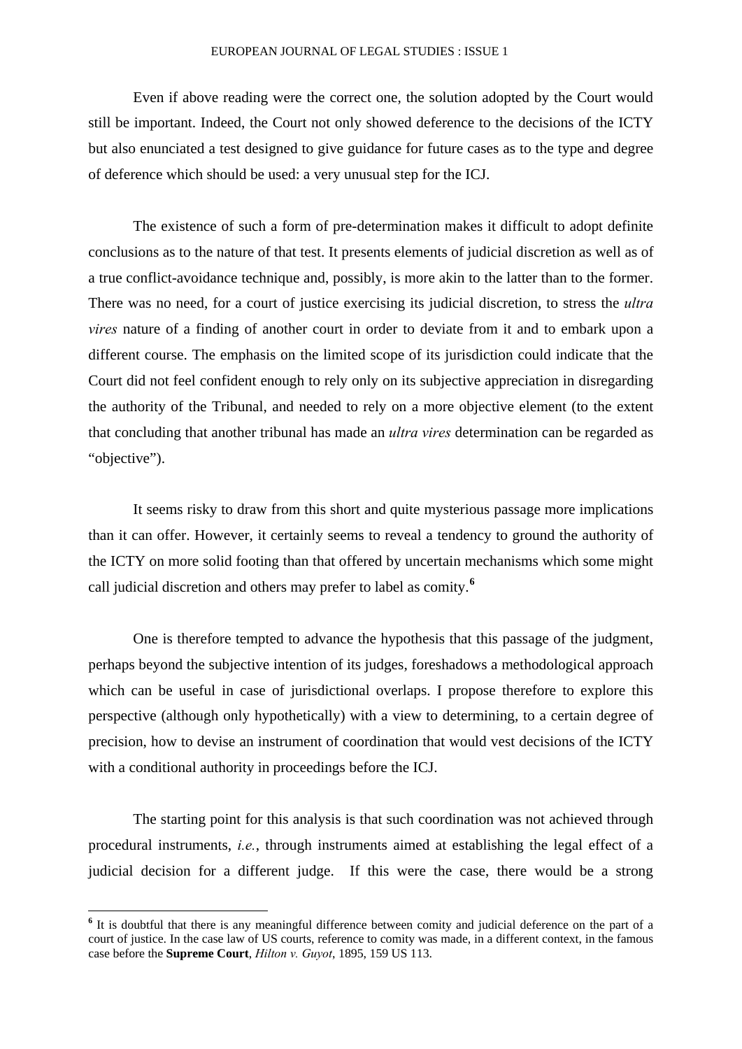Even if above reading were the correct one, the solution adopted by the Court would still be important. Indeed, the Court not only showed deference to the decisions of the ICTY but also enunciated a test designed to give guidance for future cases as to the type and degree of deference which should be used: a very unusual step for the ICJ.

The existence of such a form of pre-determination makes it difficult to adopt definite conclusions as to the nature of that test. It presents elements of judicial discretion as well as of a true conflict-avoidance technique and, possibly, is more akin to the latter than to the former. There was no need, for a court of justice exercising its judicial discretion, to stress the *ultra vires* nature of a finding of another court in order to deviate from it and to embark upon a different course. The emphasis on the limited scope of its jurisdiction could indicate that the Court did not feel confident enough to rely only on its subjective appreciation in disregarding the authority of the Tribunal, and needed to rely on a more objective element (to the extent that concluding that another tribunal has made an *ultra vires* determination can be regarded as "objective").

It seems risky to draw from this short and quite mysterious passage more implications than it can offer. However, it certainly seems to reveal a tendency to ground the authority of the ICTY on more solid footing than that offered by uncertain mechanisms which some might call judicial discretion and others may prefer to label as comity.[6]

One is therefore tempted to advance the hypothesis that this passage of the judgment, perhaps beyond the subjective intention of its judges, foreshadows a methodological approach which can be useful in case of jurisdictional overlaps. I propose therefore to explore this perspective (although only hypothetically) with a view to determining, to a certain degree of precision, how to devise an instrument of coordination that would vest decisions of the ICTY with a conditional authority in proceedings before the ICJ.

The starting point for this analysis is that such coordination was not achieved through procedural instruments, *i.e.*, through instruments aimed at establishing the legal effect of a judicial decision for a different judge. If this were the case, there would be a strong

[6] It is doubtful that there is any meaningful difference between comity and judicial deference on the part of a court of justice. In the case law of US courts, reference to comity was made, in a different context, in the famous case before the **Supreme Court**, *Hilton v. Guyot*, 1895, 159 US 113.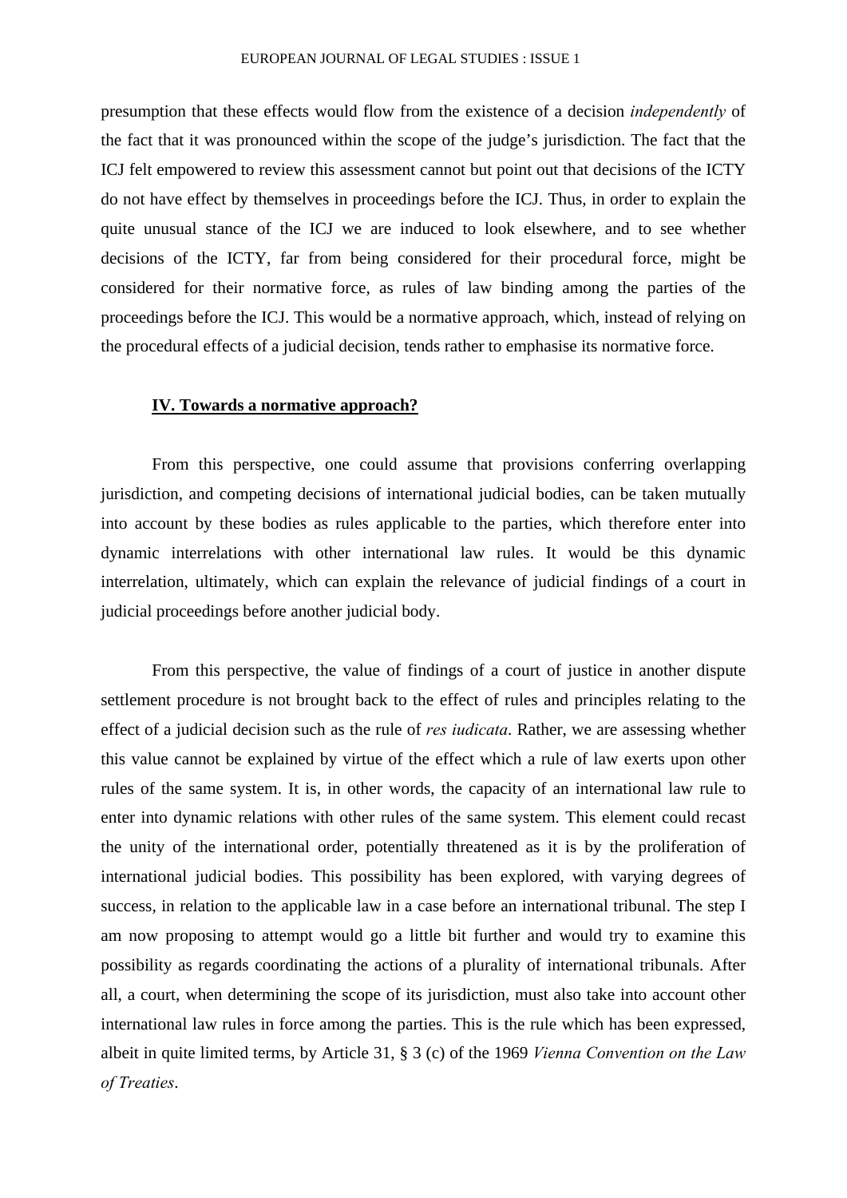presumption that these effects would flow from the existence of a decision *independently* of the fact that it was pronounced within the scope of the judge's jurisdiction. The fact that the ICJ felt empowered to review this assessment cannot but point out that decisions of the ICTY do not have effect by themselves in proceedings before the ICJ. Thus, in order to explain the quite unusual stance of the ICJ we are induced to look elsewhere, and to see whether decisions of the ICTY, far from being considered for their procedural force, might be considered for their normative force, as rules of law binding among the parties of the proceedings before the ICJ. This would be a normative approach, which, instead of relying on the procedural effects of a judicial decision, tends rather to emphasise its normative force.

## IV. Towards a normative approach?

From this perspective, one could assume that provisions conferring overlapping jurisdiction, and competing decisions of international judicial bodies, can be taken mutually into account by these bodies as rules applicable to the parties, which therefore enter into dynamic interrelations with other international law rules. It would be this dynamic interrelation, ultimately, which can explain the relevance of judicial findings of a court in judicial proceedings before another judicial body.

From this perspective, the value of findings of a court of justice in another dispute settlement procedure is not brought back to the effect of rules and principles relating to the effect of a judicial decision such as the rule of *res iudicata*. Rather, we are assessing whether this value cannot be explained by virtue of the effect which a rule of law exerts upon other rules of the same system. It is, in other words, the capacity of an international law rule to enter into dynamic relations with other rules of the same system. This element could recast the unity of the international order, potentially threatened as it is by the proliferation of international judicial bodies. This possibility has been explored, with varying degrees of success, in relation to the applicable law in a case before an international tribunal. The step I am now proposing to attempt would go a little bit further and would try to examine this possibility as regards coordinating the actions of a plurality of international tribunals. After all, a court, when determining the scope of its jurisdiction, must also take into account other international law rules in force among the parties. This is the rule which has been expressed, albeit in quite limited terms, by Article 31, § 3 (c) of the 1969 *Vienna Convention on the Law of Treaties*.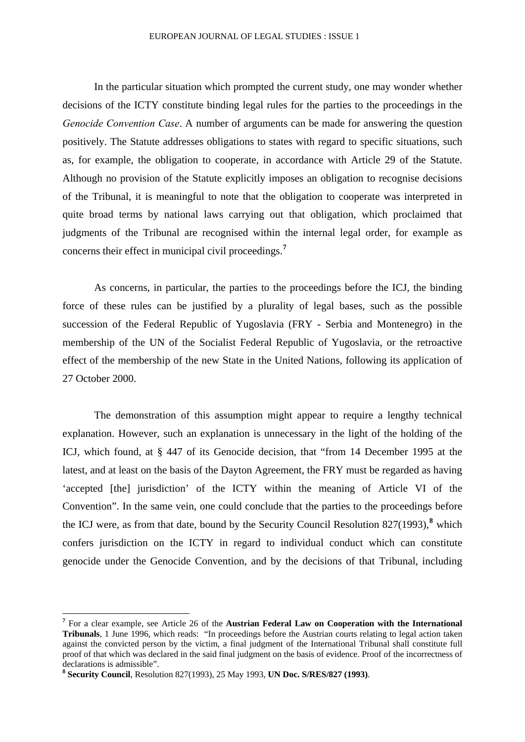In the particular situation which prompted the current study, one may wonder whether decisions of the ICTY constitute binding legal rules for the parties to the proceedings in the *Genocide Convention Case*. A number of arguments can be made for answering the question positively. The Statute addresses obligations to states with regard to specific situations, such as, for example, the obligation to cooperate, in accordance with Article 29 of the Statute. Although no provision of the Statute explicitly imposes an obligation to recognise decisions of the Tribunal, it is meaningful to note that the obligation to cooperate was interpreted in quite broad terms by national laws carrying out that obligation, which proclaimed that judgments of the Tribunal are recognised within the internal legal order, for example as concerns their effect in municipal civil proceedings.[7]

As concerns, in particular, the parties to the proceedings before the ICJ, the binding force of these rules can be justified by a plurality of legal bases, such as the possible succession of the Federal Republic of Yugoslavia (FRY - Serbia and Montenegro) in the membership of the UN of the Socialist Federal Republic of Yugoslavia, or the retroactive effect of the membership of the new State in the United Nations, following its application of 27 October 2000.

The demonstration of this assumption might appear to require a lengthy technical explanation. However, such an explanation is unnecessary in the light of the holding of the ICJ, which found, at § 447 of its Genocide decision, that "from 14 December 1995 at the latest, and at least on the basis of the Dayton Agreement, the FRY must be regarded as having 'accepted [the] jurisdiction' of the ICTY within the meaning of Article VI of the Convention". In the same vein, one could conclude that the parties to the proceedings before the ICJ were, as from that date, bound by the Security Council Resolution 827(1993),[8] which confers jurisdiction on the ICTY in regard to individual conduct which can constitute genocide under the Genocide Convention, and by the decisions of that Tribunal, including

---

[7] For a clear example, see Article 26 of the **Austrian Federal Law on Cooperation with the International Tribunals**, 1 June 1996, which reads: "In proceedings before the Austrian courts relating to legal action taken against the convicted person by the victim, a final judgment of the International Tribunal shall constitute full proof of that which was declared in the said final judgment on the basis of evidence. Proof of the incorrectness of declarations is admissible".

[8] **Security Council**, Resolution 827(1993), 25 May 1993, **UN Doc. S/RES/827 (1993)**.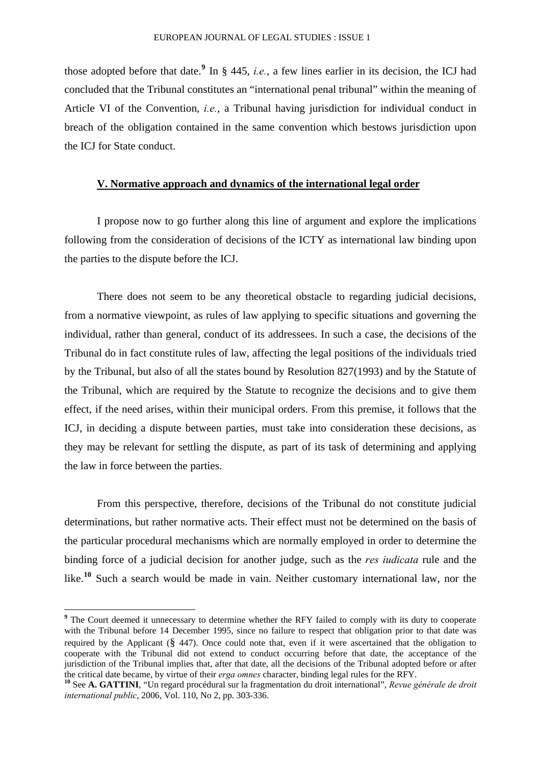those adopted before that date.[9] In § 445, *i.e.*, a few lines earlier in its decision, the ICJ had concluded that the Tribunal constitutes an "international penal tribunal" within the meaning of Article VI of the Convention, *i.e.*, a Tribunal having jurisdiction for individual conduct in breach of the obligation contained in the same convention which bestows jurisdiction upon the ICJ for State conduct.

## V. Normative approach and dynamics of the international legal order

I propose now to go further along this line of argument and explore the implications following from the consideration of decisions of the ICTY as international law binding upon the parties to the dispute before the ICJ.

There does not seem to be any theoretical obstacle to regarding judicial decisions, from a normative viewpoint, as rules of law applying to specific situations and governing the individual, rather than general, conduct of its addressees. In such a case, the decisions of the Tribunal do in fact constitute rules of law, affecting the legal positions of the individuals tried by the Tribunal, but also of all the states bound by Resolution 827(1993) and by the Statute of the Tribunal, which are required by the Statute to recognize the decisions and to give them effect, if the need arises, within their municipal orders. From this premise, it follows that the ICJ, in deciding a dispute between parties, must take into consideration these decisions, as they may be relevant for settling the dispute, as part of its task of determining and applying the law in force between the parties.

From this perspective, therefore, decisions of the Tribunal do not constitute judicial determinations, but rather normative acts. Their effect must not be determined on the basis of the particular procedural mechanisms which are normally employed in order to determine the binding force of a judicial decision for another judge, such as the *res iudicata* rule and the like.[10] Such a search would be made in vain. Neither customary international law, nor the

---

[9] The Court deemed it unnecessary to determine whether the RFY failed to comply with its duty to cooperate with the Tribunal before 14 December 1995, since no failure to respect that obligation prior to that date was required by the Applicant (§ 447). Once could note that, even if it were ascertained that the obligation to cooperate with the Tribunal did not extend to conduct occurring before that date, the acceptance of the jurisdiction of the Tribunal implies that, after that date, all the decisions of the Tribunal adopted before or after the critical date became, by virtue of their *erga omnes* character, binding legal rules for the RFY.

[10] See **A. GATTINI**, "Un regard procédural sur la fragmentation du droit international", *Revue générale de droit international public*, 2006, Vol. 110, No 2, pp. 303-336.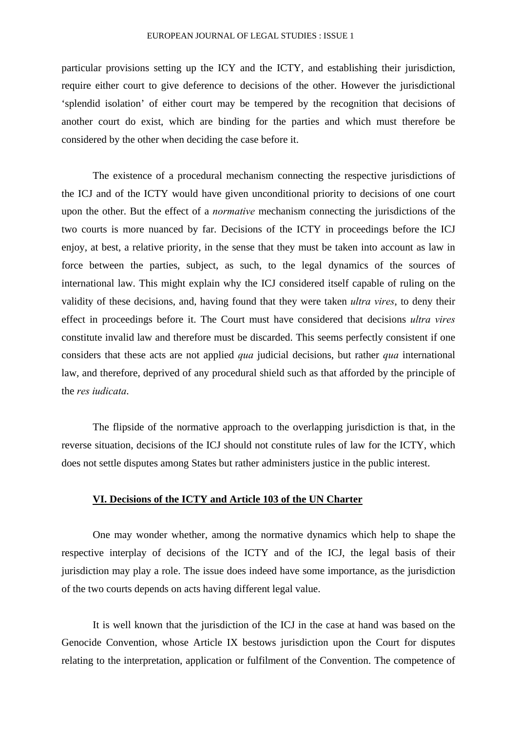particular provisions setting up the ICY and the ICTY, and establishing their jurisdiction, require either court to give deference to decisions of the other. However the jurisdictional 'splendid isolation' of either court may be tempered by the recognition that decisions of another court do exist, which are binding for the parties and which must therefore be considered by the other when deciding the case before it.

The existence of a procedural mechanism connecting the respective jurisdictions of the ICJ and of the ICTY would have given unconditional priority to decisions of one court upon the other. But the effect of a *normative* mechanism connecting the jurisdictions of the two courts is more nuanced by far. Decisions of the ICTY in proceedings before the ICJ enjoy, at best, a relative priority, in the sense that they must be taken into account as law in force between the parties, subject, as such, to the legal dynamics of the sources of international law. This might explain why the ICJ considered itself capable of ruling on the validity of these decisions, and, having found that they were taken *ultra vires*, to deny their effect in proceedings before it. The Court must have considered that decisions *ultra vires* constitute invalid law and therefore must be discarded. This seems perfectly consistent if one considers that these acts are not applied *qua* judicial decisions, but rather *qua* international law, and therefore, deprived of any procedural shield such as that afforded by the principle of the *res iudicata*.

The flipside of the normative approach to the overlapping jurisdiction is that, in the reverse situation, decisions of the ICJ should not constitute rules of law for the ICTY, which does not settle disputes among States but rather administers justice in the public interest.

## VI. Decisions of the ICTY and Article 103 of the UN Charter

One may wonder whether, among the normative dynamics which help to shape the respective interplay of decisions of the ICTY and of the ICJ, the legal basis of their jurisdiction may play a role. The issue does indeed have some importance, as the jurisdiction of the two courts depends on acts having different legal value.

It is well known that the jurisdiction of the ICJ in the case at hand was based on the Genocide Convention, whose Article IX bestows jurisdiction upon the Court for disputes relating to the interpretation, application or fulfilment of the Convention. The competence of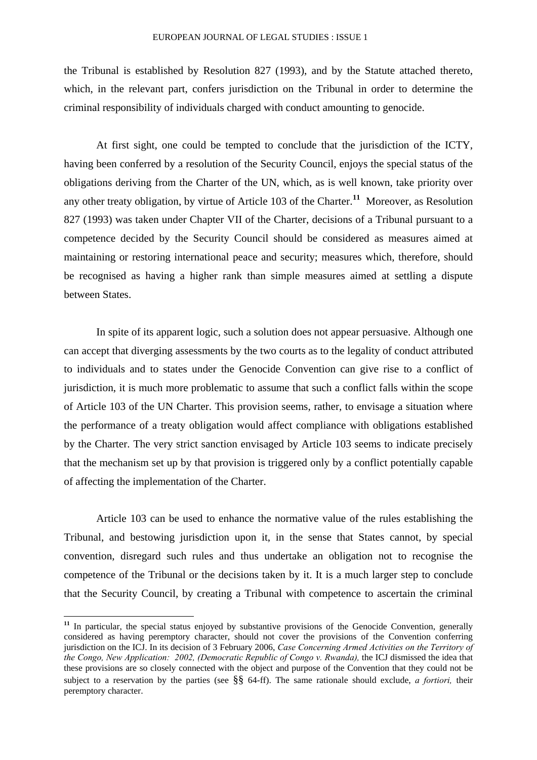the Tribunal is established by Resolution 827 (1993), and by the Statute attached thereto, which, in the relevant part, confers jurisdiction on the Tribunal in order to determine the criminal responsibility of individuals charged with conduct amounting to genocide.

At first sight, one could be tempted to conclude that the jurisdiction of the ICTY, having been conferred by a resolution of the Security Council, enjoys the special status of the obligations deriving from the Charter of the UN, which, as is well known, take priority over any other treaty obligation, by virtue of Article 103 of the Charter.[11] Moreover, as Resolution 827 (1993) was taken under Chapter VII of the Charter, decisions of a Tribunal pursuant to a competence decided by the Security Council should be considered as measures aimed at maintaining or restoring international peace and security; measures which, therefore, should be recognised as having a higher rank than simple measures aimed at settling a dispute between States.

In spite of its apparent logic, such a solution does not appear persuasive. Although one can accept that diverging assessments by the two courts as to the legality of conduct attributed to individuals and to states under the Genocide Convention can give rise to a conflict of jurisdiction, it is much more problematic to assume that such a conflict falls within the scope of Article 103 of the UN Charter. This provision seems, rather, to envisage a situation where the performance of a treaty obligation would affect compliance with obligations established by the Charter. The very strict sanction envisaged by Article 103 seems to indicate precisely that the mechanism set up by that provision is triggered only by a conflict potentially capable of affecting the implementation of the Charter.

Article 103 can be used to enhance the normative value of the rules establishing the Tribunal, and bestowing jurisdiction upon it, in the sense that States cannot, by special convention, disregard such rules and thus undertake an obligation not to recognise the competence of the Tribunal or the decisions taken by it. It is a much larger step to conclude that the Security Council, by creating a Tribunal with competence to ascertain the criminal

---

[11] In particular, the special status enjoyed by substantive provisions of the Genocide Convention, generally considered as having peremptory character, should not cover the provisions of the Convention conferring jurisdiction on the ICJ. In its decision of 3 February 2006, *Case Concerning Armed Activities on the Territory of the Congo, New Application: 2002, (Democratic Republic of Congo v. Rwanda),* the ICJ dismissed the idea that these provisions are so closely connected with the object and purpose of the Convention that they could not be subject to a reservation by the parties (see §§ 64-ff). The same rationale should exclude, *a fortiori,* their peremptory character.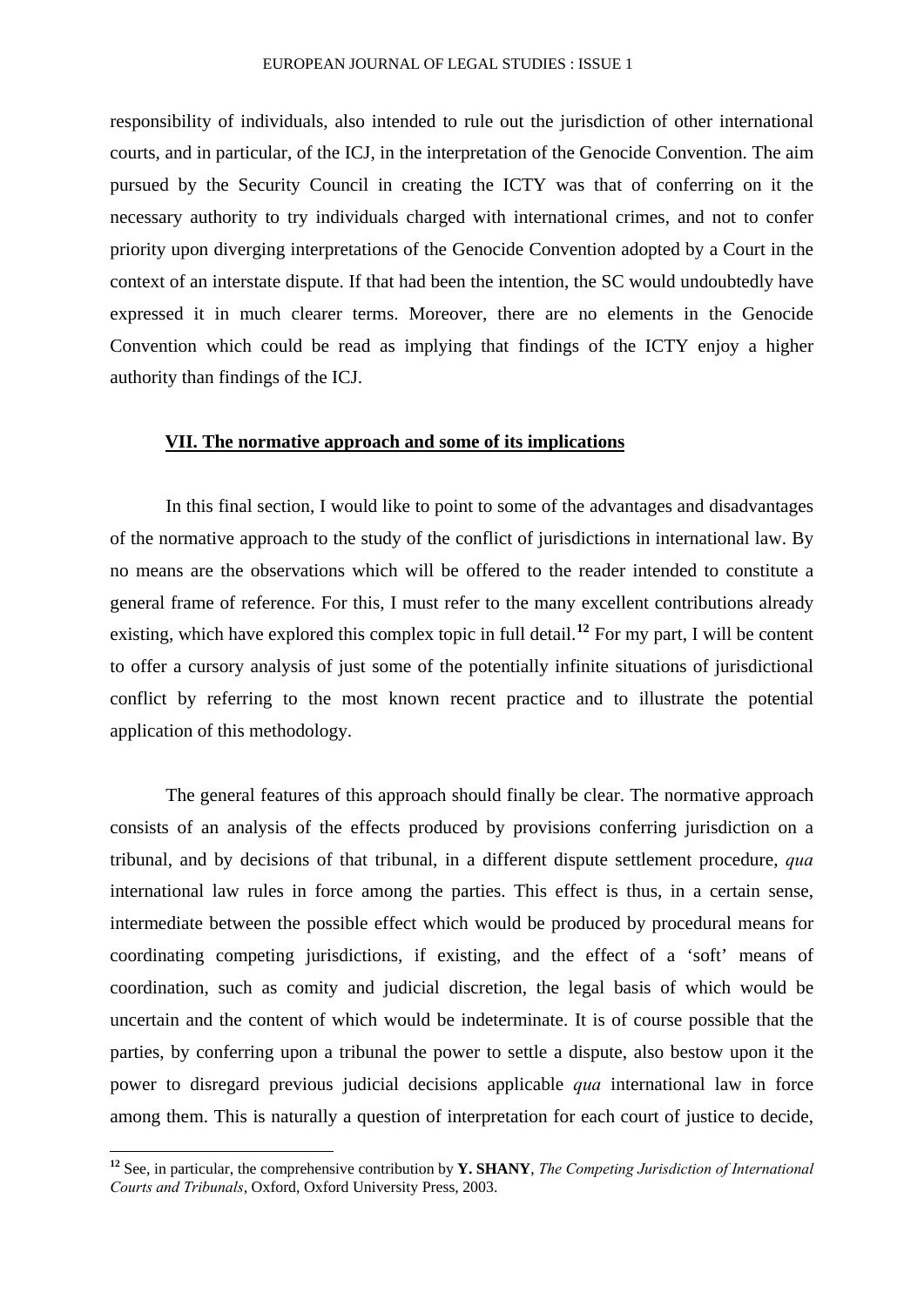responsibility of individuals, also intended to rule out the jurisdiction of other international courts, and in particular, of the ICJ, in the interpretation of the Genocide Convention. The aim pursued by the Security Council in creating the ICTY was that of conferring on it the necessary authority to try individuals charged with international crimes, and not to confer priority upon diverging interpretations of the Genocide Convention adopted by a Court in the context of an interstate dispute. If that had been the intention, the SC would undoubtedly have expressed it in much clearer terms. Moreover, there are no elements in the Genocide Convention which could be read as implying that findings of the ICTY enjoy a higher authority than findings of the ICJ.

## VII. The normative approach and some of its implications

In this final section, I would like to point to some of the advantages and disadvantages of the normative approach to the study of the conflict of jurisdictions in international law. By no means are the observations which will be offered to the reader intended to constitute a general frame of reference. For this, I must refer to the many excellent contributions already existing, which have explored this complex topic in full detail.[12] For my part, I will be content to offer a cursory analysis of just some of the potentially infinite situations of jurisdictional conflict by referring to the most known recent practice and to illustrate the potential application of this methodology.

The general features of this approach should finally be clear. The normative approach consists of an analysis of the effects produced by provisions conferring jurisdiction on a tribunal, and by decisions of that tribunal, in a different dispute settlement procedure, *qua* international law rules in force among the parties. This effect is thus, in a certain sense, intermediate between the possible effect which would be produced by procedural means for coordinating competing jurisdictions, if existing, and the effect of a 'soft' means of coordination, such as comity and judicial discretion, the legal basis of which would be uncertain and the content of which would be indeterminate. It is of course possible that the parties, by conferring upon a tribunal the power to settle a dispute, also bestow upon it the power to disregard previous judicial decisions applicable *qua* international law in force among them. This is naturally a question of interpretation for each court of justice to decide,

[12] See, in particular, the comprehensive contribution by **Y. SHANY**, *The Competing Jurisdiction of International Courts and Tribunals*, Oxford, Oxford University Press, 2003.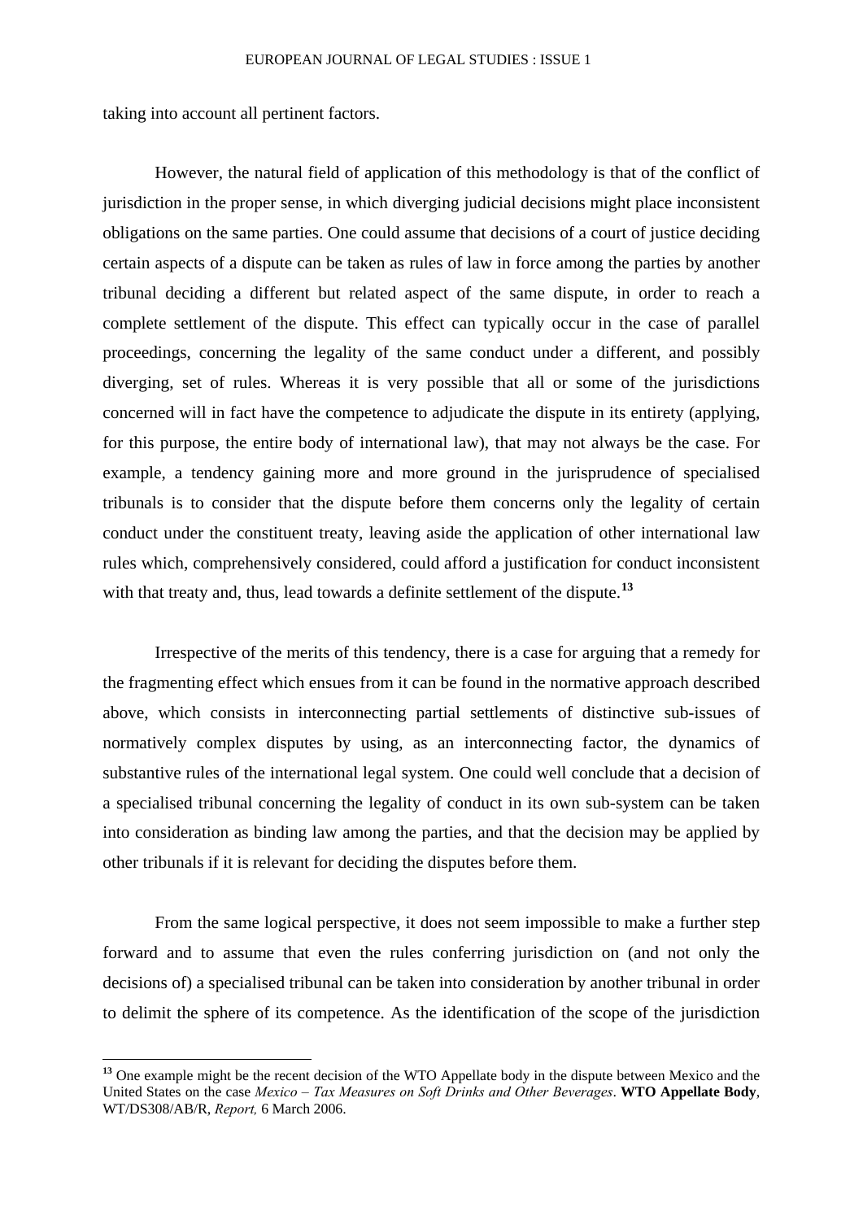taking into account all pertinent factors.

However, the natural field of application of this methodology is that of the conflict of jurisdiction in the proper sense, in which diverging judicial decisions might place inconsistent obligations on the same parties. One could assume that decisions of a court of justice deciding certain aspects of a dispute can be taken as rules of law in force among the parties by another tribunal deciding a different but related aspect of the same dispute, in order to reach a complete settlement of the dispute. This effect can typically occur in the case of parallel proceedings, concerning the legality of the same conduct under a different, and possibly diverging, set of rules. Whereas it is very possible that all or some of the jurisdictions concerned will in fact have the competence to adjudicate the dispute in its entirety (applying, for this purpose, the entire body of international law), that may not always be the case. For example, a tendency gaining more and more ground in the jurisprudence of specialised tribunals is to consider that the dispute before them concerns only the legality of certain conduct under the constituent treaty, leaving aside the application of other international law rules which, comprehensively considered, could afford a justification for conduct inconsistent with that treaty and, thus, lead towards a definite settlement of the dispute.[13]

Irrespective of the merits of this tendency, there is a case for arguing that a remedy for the fragmenting effect which ensues from it can be found in the normative approach described above, which consists in interconnecting partial settlements of distinctive sub-issues of normatively complex disputes by using, as an interconnecting factor, the dynamics of substantive rules of the international legal system. One could well conclude that a decision of a specialised tribunal concerning the legality of conduct in its own sub-system can be taken into consideration as binding law among the parties, and that the decision may be applied by other tribunals if it is relevant for deciding the disputes before them.

From the same logical perspective, it does not seem impossible to make a further step forward and to assume that even the rules conferring jurisdiction on (and not only the decisions of) a specialised tribunal can be taken into consideration by another tribunal in order to delimit the sphere of its competence. As the identification of the scope of the jurisdiction

---

[13] One example might be the recent decision of the WTO Appellate body in the dispute between Mexico and the United States on the case *Mexico – Tax Measures on Soft Drinks and Other Beverages*. **WTO Appellate Body**, WT/DS308/AB/R, *Report,* 6 March 2006.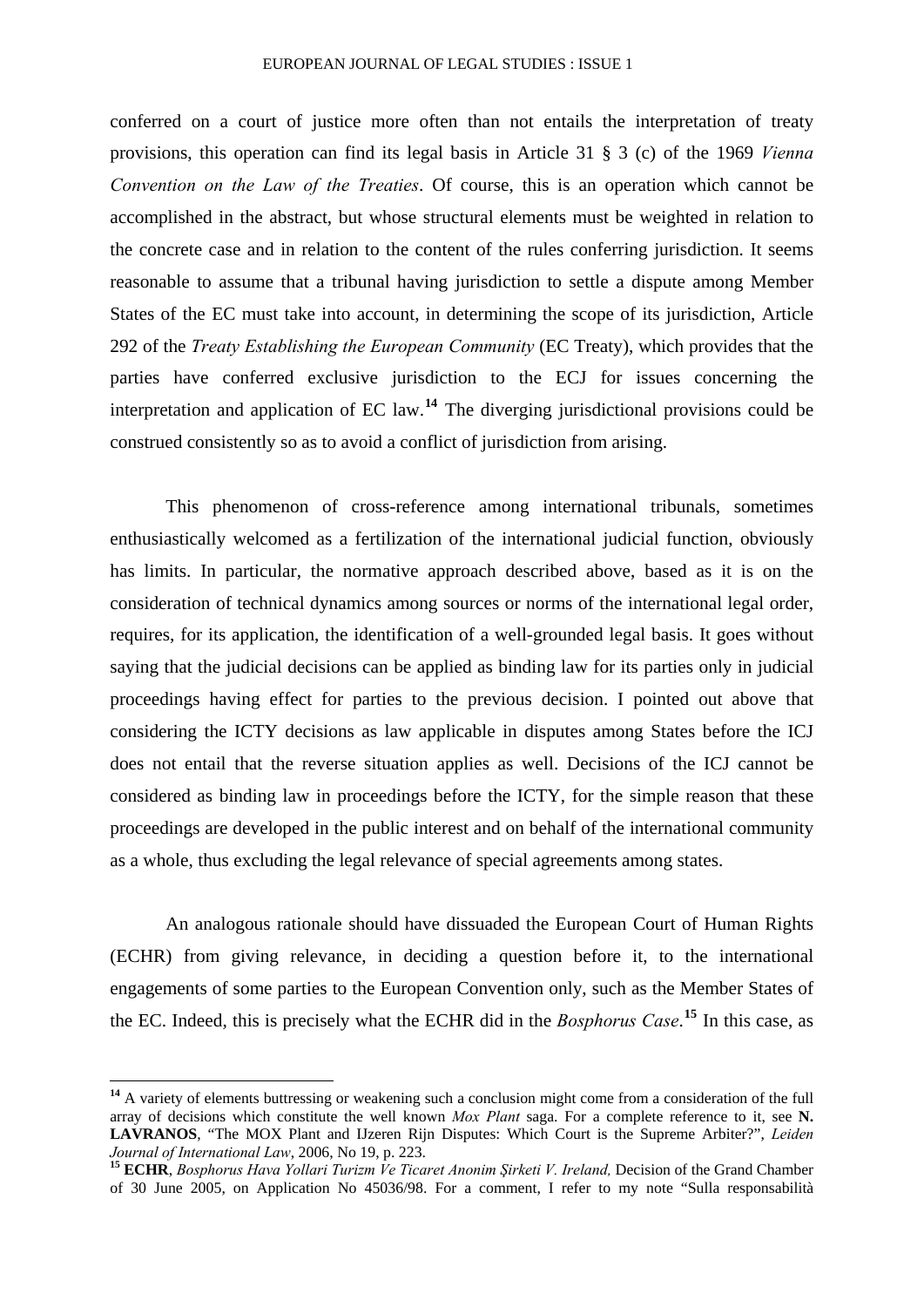conferred on a court of justice more often than not entails the interpretation of treaty provisions, this operation can find its legal basis in Article 31 § 3 (c) of the 1969 *Vienna Convention on the Law of the Treaties*. Of course, this is an operation which cannot be accomplished in the abstract, but whose structural elements must be weighted in relation to the concrete case and in relation to the content of the rules conferring jurisdiction. It seems reasonable to assume that a tribunal having jurisdiction to settle a dispute among Member States of the EC must take into account, in determining the scope of its jurisdiction, Article 292 of the *Treaty Establishing the European Community* (EC Treaty), which provides that the parties have conferred exclusive jurisdiction to the ECJ for issues concerning the interpretation and application of EC law.[14] The diverging jurisdictional provisions could be construed consistently so as to avoid a conflict of jurisdiction from arising.

This phenomenon of cross-reference among international tribunals, sometimes enthusiastically welcomed as a fertilization of the international judicial function, obviously has limits. In particular, the normative approach described above, based as it is on the consideration of technical dynamics among sources or norms of the international legal order, requires, for its application, the identification of a well-grounded legal basis. It goes without saying that the judicial decisions can be applied as binding law for its parties only in judicial proceedings having effect for parties to the previous decision. I pointed out above that considering the ICTY decisions as law applicable in disputes among States before the ICJ does not entail that the reverse situation applies as well. Decisions of the ICJ cannot be considered as binding law in proceedings before the ICTY, for the simple reason that these proceedings are developed in the public interest and on behalf of the international community as a whole, thus excluding the legal relevance of special agreements among states.

An analogous rationale should have dissuaded the European Court of Human Rights (ECHR) from giving relevance, in deciding a question before it, to the international engagements of some parties to the European Convention only, such as the Member States of the EC. Indeed, this is precisely what the ECHR did in the *Bosphorus Case*.[15] In this case, as

---

[14] A variety of elements buttressing or weakening such a conclusion might come from a consideration of the full array of decisions which constitute the well known *Mox Plant* saga. For a complete reference to it, see **N. LAVRANOS**, "The MOX Plant and IJzeren Rijn Disputes: Which Court is the Supreme Arbiter?", *Leiden Journal of International Law*, 2006, No 19, p. 223.

[15] **ECHR**, *Bosphorus Hava Yollari Turizm Ve Ticaret Anonim Şirketi V. Ireland,* Decision of the Grand Chamber of 30 June 2005, on Application No 45036/98. For a comment, I refer to my note "Sulla responsabilità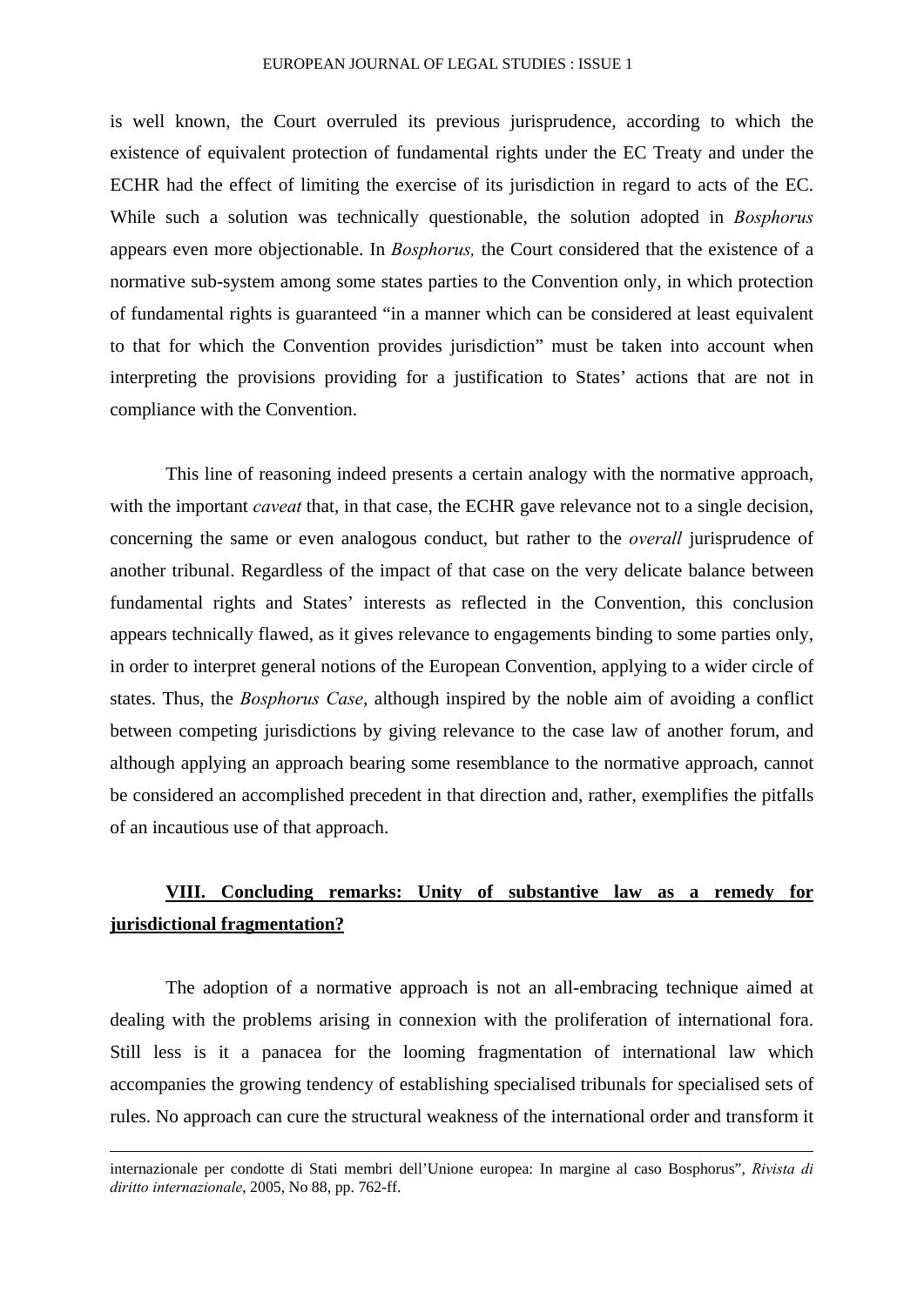is well known, the Court overruled its previous jurisprudence, according to which the existence of equivalent protection of fundamental rights under the EC Treaty and under the ECHR had the effect of limiting the exercise of its jurisdiction in regard to acts of the EC. While such a solution was technically questionable, the solution adopted in *Bosphorus* appears even more objectionable. In *Bosphorus,* the Court considered that the existence of a normative sub-system among some states parties to the Convention only, in which protection of fundamental rights is guaranteed "in a manner which can be considered at least equivalent to that for which the Convention provides jurisdiction" must be taken into account when interpreting the provisions providing for a justification to States' actions that are not in compliance with the Convention.

This line of reasoning indeed presents a certain analogy with the normative approach, with the important *caveat* that, in that case, the ECHR gave relevance not to a single decision, concerning the same or even analogous conduct, but rather to the *overall* jurisprudence of another tribunal. Regardless of the impact of that case on the very delicate balance between fundamental rights and States' interests as reflected in the Convention, this conclusion appears technically flawed, as it gives relevance to engagements binding to some parties only, in order to interpret general notions of the European Convention, applying to a wider circle of states. Thus, the *Bosphorus Case*, although inspired by the noble aim of avoiding a conflict between competing jurisdictions by giving relevance to the case law of another forum, and although applying an approach bearing some resemblance to the normative approach, cannot be considered an accomplished precedent in that direction and, rather, exemplifies the pitfalls of an incautious use of that approach.

## VIII. Concluding remarks: Unity of substantive law as a remedy for jurisdictional fragmentation?

The adoption of a normative approach is not an all-embracing technique aimed at dealing with the problems arising in connexion with the proliferation of international fora. Still less is it a panacea for the looming fragmentation of international law which accompanies the growing tendency of establishing specialised tribunals for specialised sets of rules. No approach can cure the structural weakness of the international order and transform it

---

internazionale per condotte di Stati membri dell'Unione europea: In margine al caso Bosphorus", *Rivista di diritto internazionale*, 2005, No 88, pp. 762-ff.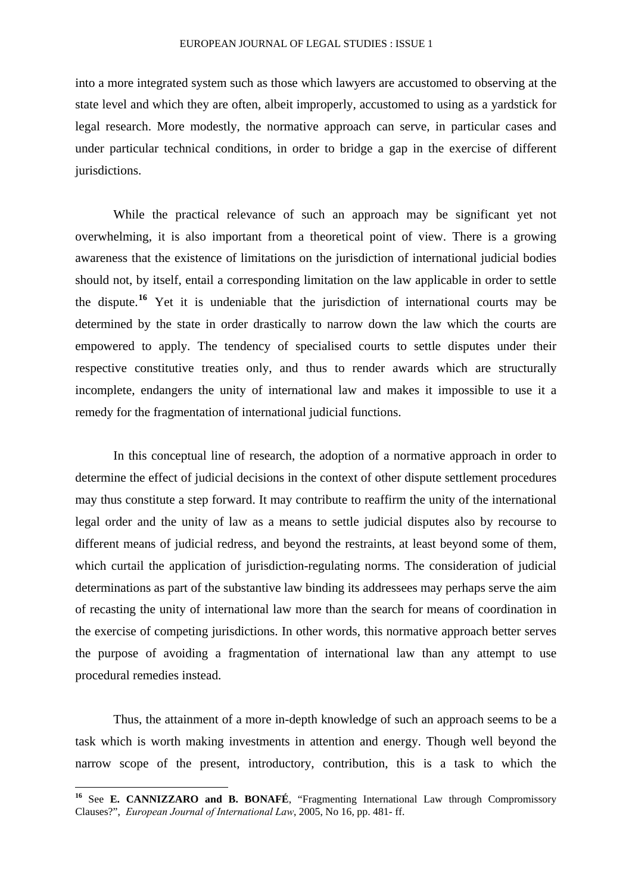into a more integrated system such as those which lawyers are accustomed to observing at the state level and which they are often, albeit improperly, accustomed to using as a yardstick for legal research. More modestly, the normative approach can serve, in particular cases and under particular technical conditions, in order to bridge a gap in the exercise of different jurisdictions.

While the practical relevance of such an approach may be significant yet not overwhelming, it is also important from a theoretical point of view. There is a growing awareness that the existence of limitations on the jurisdiction of international judicial bodies should not, by itself, entail a corresponding limitation on the law applicable in order to settle the dispute.[16] Yet it is undeniable that the jurisdiction of international courts may be determined by the state in order drastically to narrow down the law which the courts are empowered to apply. The tendency of specialised courts to settle disputes under their respective constitutive treaties only, and thus to render awards which are structurally incomplete, endangers the unity of international law and makes it impossible to use it a remedy for the fragmentation of international judicial functions.

In this conceptual line of research, the adoption of a normative approach in order to determine the effect of judicial decisions in the context of other dispute settlement procedures may thus constitute a step forward. It may contribute to reaffirm the unity of the international legal order and the unity of law as a means to settle judicial disputes also by recourse to different means of judicial redress, and beyond the restraints, at least beyond some of them, which curtail the application of jurisdiction-regulating norms. The consideration of judicial determinations as part of the substantive law binding its addressees may perhaps serve the aim of recasting the unity of international law more than the search for means of coordination in the exercise of competing jurisdictions. In other words, this normative approach better serves the purpose of avoiding a fragmentation of international law than any attempt to use procedural remedies instead.

Thus, the attainment of a more in-depth knowledge of such an approach seems to be a task which is worth making investments in attention and energy. Though well beyond the narrow scope of the present, introductory, contribution, this is a task to which the

---

[16] See **E. CANNIZZARO and B. BONAFÉ**, "Fragmenting International Law through Compromissory Clauses?", *European Journal of International Law*, 2005, No 16, pp. 481- ff.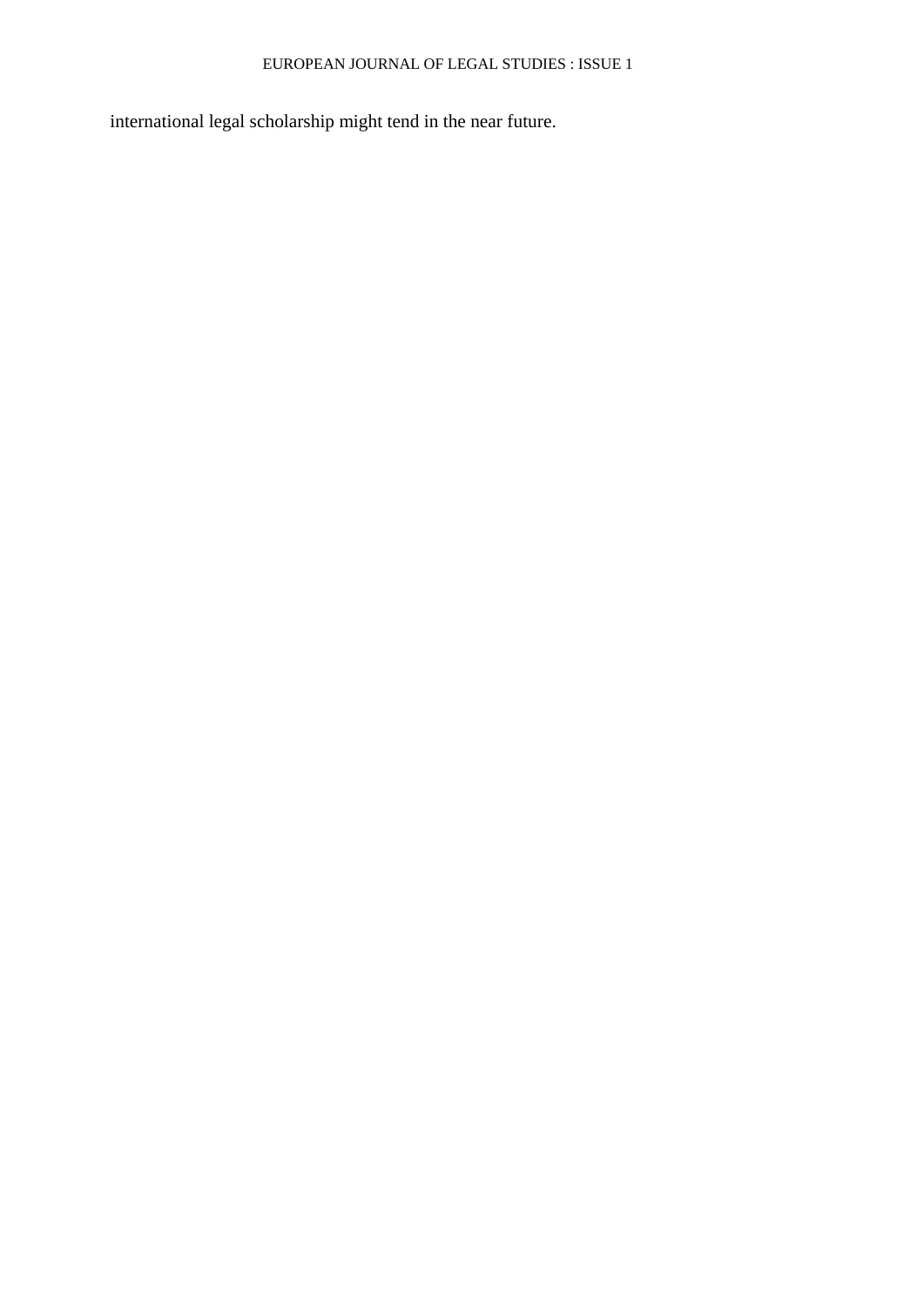international legal scholarship might tend in the near future.